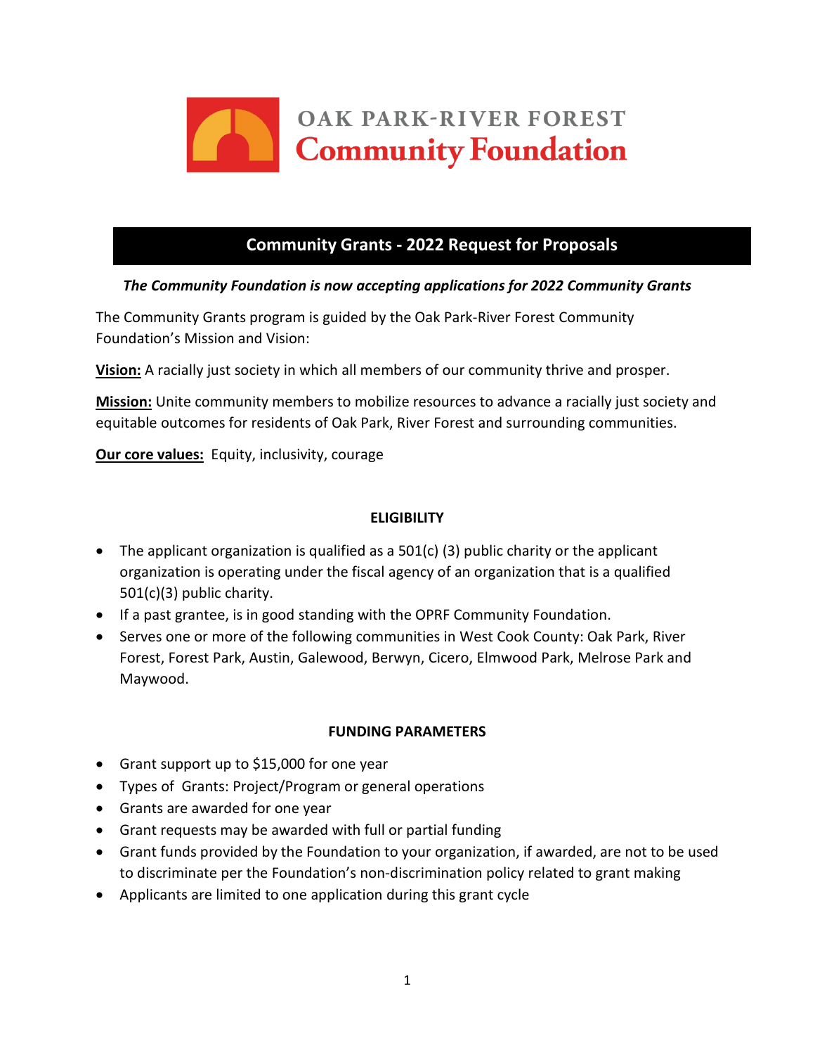# OAK PARK-RIVER FOREST Community Foundation

## Community Grants - 2022 Request for Proposals

***The Community Foundation is now accepting applications for 2022 Community Grants***

The Community Grants program is guided by the Oak Park-River Forest Community Foundation's Mission and Vision:

**Vision:** A racially just society in which all members of our community thrive and prosper.

**Mission:** Unite community members to mobilize resources to advance a racially just society and equitable outcomes for residents of Oak Park, River Forest and surrounding communities.

**Our core values:** Equity, inclusivity, courage

### ELIGIBILITY

- The applicant organization is qualified as a 501(c) (3) public charity or the applicant organization is operating under the fiscal agency of an organization that is a qualified 501(c)(3) public charity.
- If a past grantee, is in good standing with the OPRF Community Foundation.
- Serves one or more of the following communities in West Cook County: Oak Park, River Forest, Forest Park, Austin, Galewood, Berwyn, Cicero, Elmwood Park, Melrose Park and Maywood.

### FUNDING PARAMETERS

- Grant support up to $15,000 for one year
- Types of Grants: Project/Program or general operations
- Grants are awarded for one year
- Grant requests may be awarded with full or partial funding
- Grant funds provided by the Foundation to your organization, if awarded, are not to be used to discriminate per the Foundation's non-discrimination policy related to grant making
- Applicants are limited to one application during this grant cycle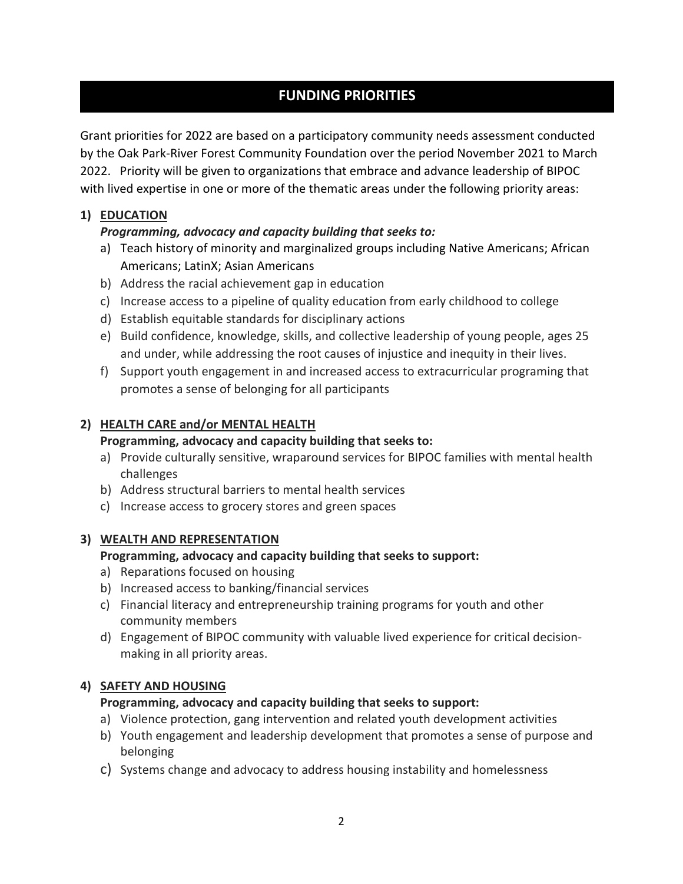## FUNDING PRIORITIES

Grant priorities for 2022 are based on a participatory community needs assessment conducted by the Oak Park-River Forest Community Foundation over the period November 2021 to March 2022. Priority will be given to organizations that embrace and advance leadership of BIPOC with lived expertise in one or more of the thematic areas under the following priority areas:

**1) <u>EDUCATION</u>**

***Programming, advocacy and capacity building that seeks to:***

a) Teach history of minority and marginalized groups including Native Americans; African Americans; LatinX; Asian Americans
b) Address the racial achievement gap in education
c) Increase access to a pipeline of quality education from early childhood to college
d) Establish equitable standards for disciplinary actions
e) Build confidence, knowledge, skills, and collective leadership of young people, ages 25 and under, while addressing the root causes of injustice and inequity in their lives.
f) Support youth engagement in and increased access to extracurricular programing that promotes a sense of belonging for all participants

**2) <u>HEALTH CARE and/or MENTAL HEALTH</u>**

**Programming, advocacy and capacity building that seeks to:**

a) Provide culturally sensitive, wraparound services for BIPOC families with mental health challenges
b) Address structural barriers to mental health services
c) Increase access to grocery stores and green spaces

**3) <u>WEALTH AND REPRESENTATION</u>**

**Programming, advocacy and capacity building that seeks to support:**

a) Reparations focused on housing
b) Increased access to banking/financial services
c) Financial literacy and entrepreneurship training programs for youth and other community members
d) Engagement of BIPOC community with valuable lived experience for critical decision-making in all priority areas.

**4) <u>SAFETY AND HOUSING</u>**

**Programming, advocacy and capacity building that seeks to support:**

a) Violence protection, gang intervention and related youth development activities
b) Youth engagement and leadership development that promotes a sense of purpose and belonging
c) Systems change and advocacy to address housing instability and homelessness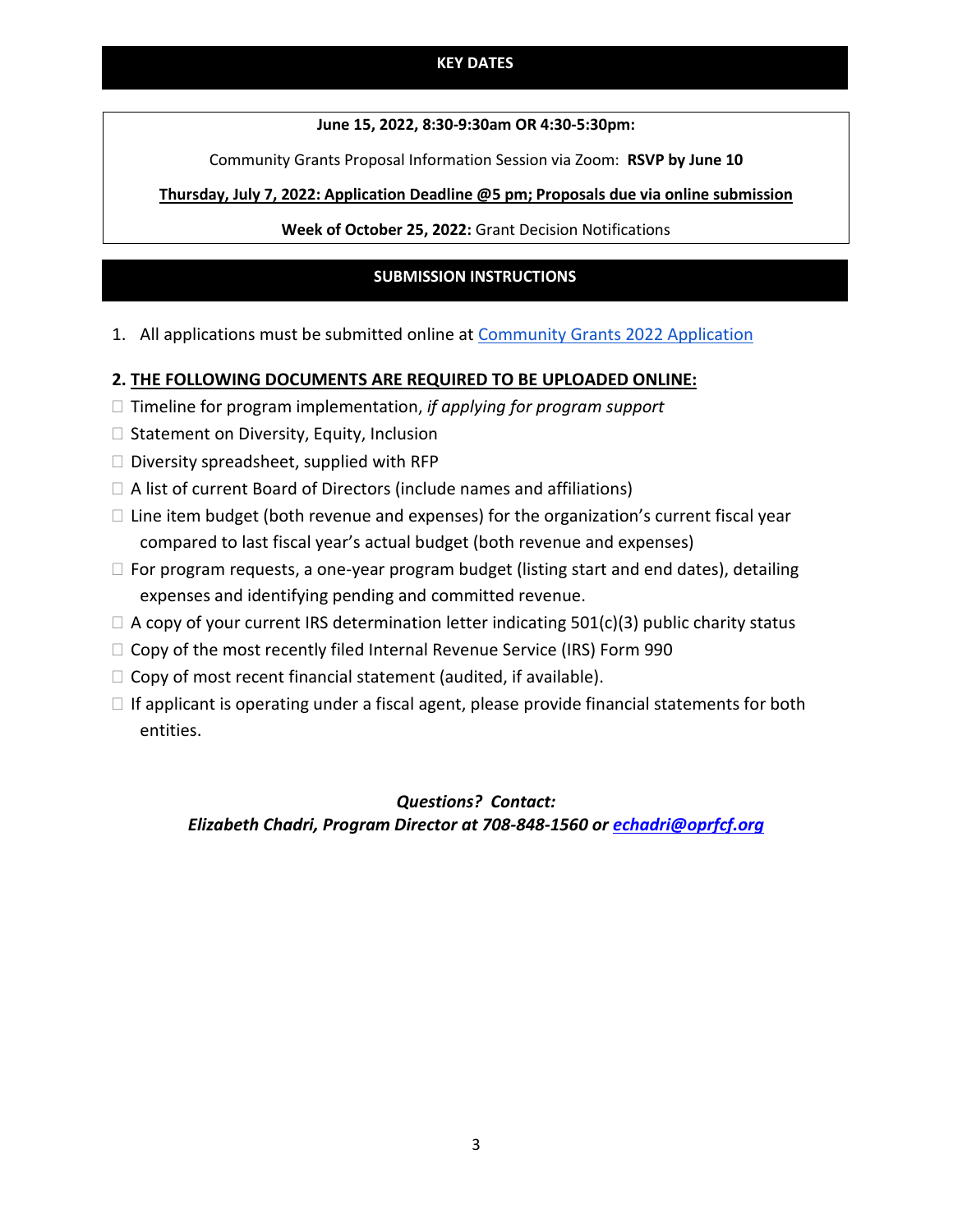## KEY DATES

**June 15, 2022, 8:30-9:30am OR 4:30-5:30pm:**

Community Grants Proposal Information Session via Zoom: **RSVP by June 10**

**Thursday, July 7, 2022: Application Deadline @5 pm; Proposals due via online submission**

**Week of October 25, 2022:** Grant Decision Notifications

## SUBMISSION INSTRUCTIONS

1. All applications must be submitted online at Community Grants 2022 Application

**2. THE FOLLOWING DOCUMENTS ARE REQUIRED TO BE UPLOADED ONLINE:**

- ☐ Timeline for program implementation, *if applying for program support*
- ☐ Statement on Diversity, Equity, Inclusion
- ☐ Diversity spreadsheet, supplied with RFP
- ☐ A list of current Board of Directors (include names and affiliations)
- ☐ Line item budget (both revenue and expenses) for the organization's current fiscal year compared to last fiscal year's actual budget (both revenue and expenses)
- ☐ For program requests, a one-year program budget (listing start and end dates), detailing expenses and identifying pending and committed revenue.
- ☐ A copy of your current IRS determination letter indicating 501(c)(3) public charity status
- ☐ Copy of the most recently filed Internal Revenue Service (IRS) Form 990
- ☐ Copy of most recent financial statement (audited, if available).
- ☐ If applicant is operating under a fiscal agent, please provide financial statements for both entities.

***Questions? Contact:***
***Elizabeth Chadri, Program Director at 708-848-1560 or echadri@oprfcf.org***